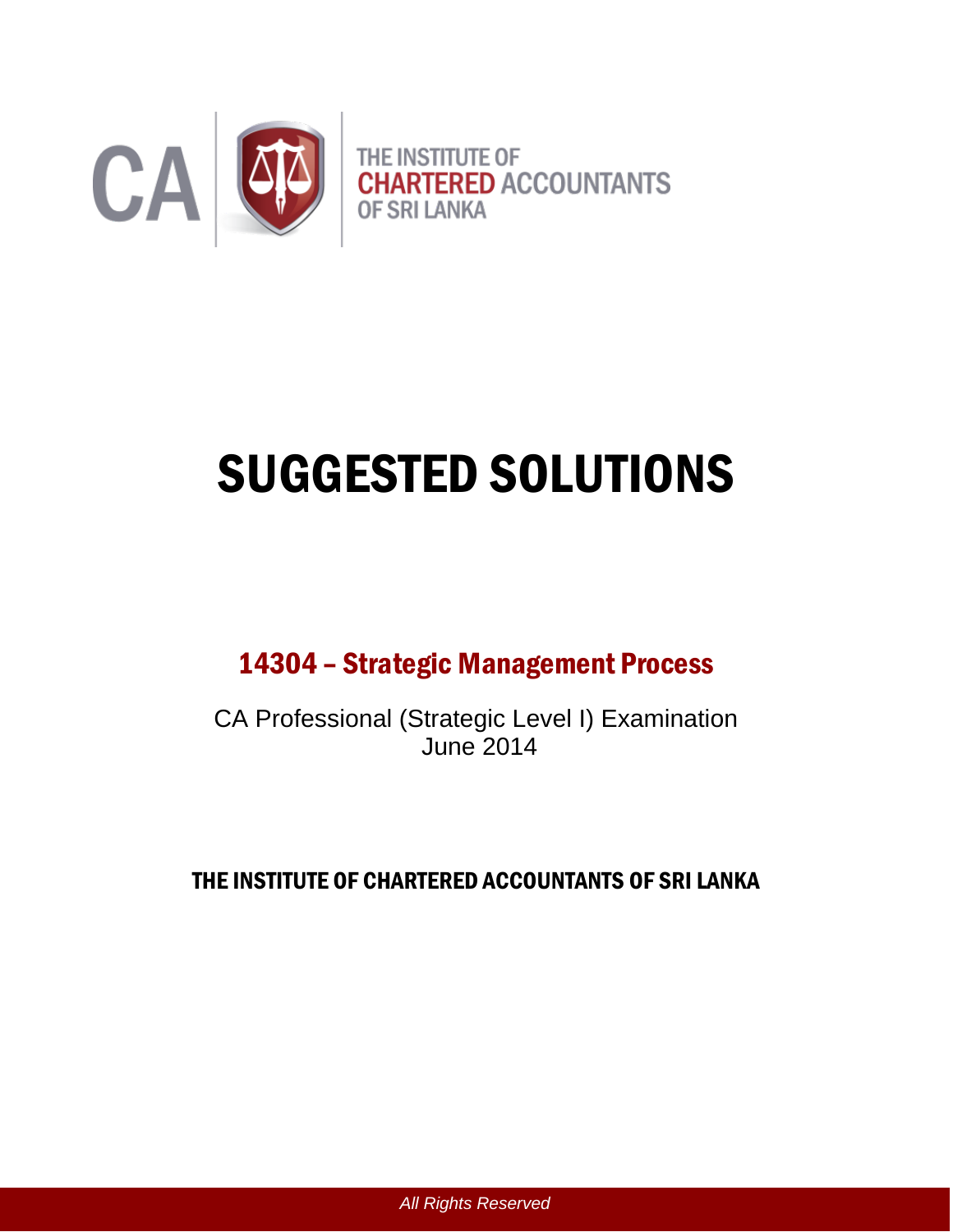CA

THE INSTITUTE OF
CHARTERED ACCOUNTANTS
OF SRI LANKA

# SUGGESTED SOLUTIONS

## 14304 – Strategic Management Process

CA Professional (Strategic Level I) Examination
June 2014

THE INSTITUTE OF CHARTERED ACCOUNTANTS OF SRI LANKA

*All Rights Reserved*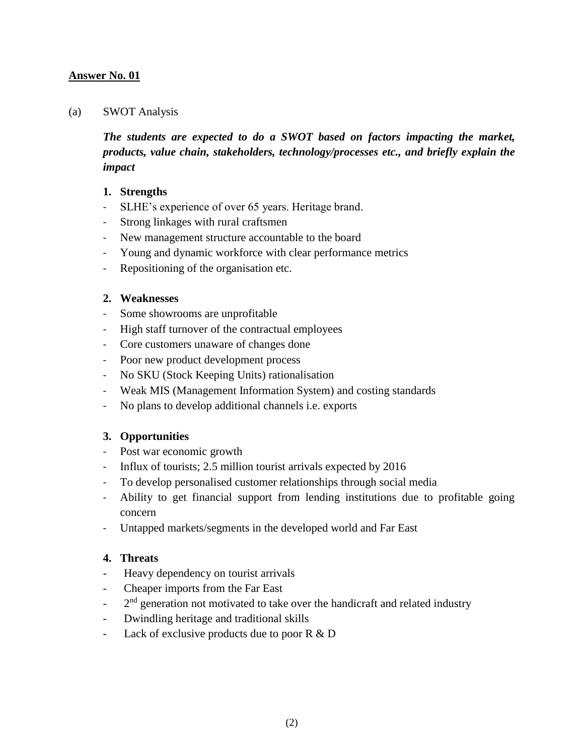**Answer No. 01**

(a) SWOT Analysis

***The students are expected to do a SWOT based on factors impacting the market, products, value chain, stakeholders, technology/processes etc., and briefly explain the impact***

1. **Strengths**

- SLHE's experience of over 65 years. Heritage brand.
- Strong linkages with rural craftsmen
- New management structure accountable to the board
- Young and dynamic workforce with clear performance metrics
- Repositioning of the organisation etc.

2. **Weaknesses**

- Some showrooms are unprofitable
- High staff turnover of the contractual employees
- Core customers unaware of changes done
- Poor new product development process
- No SKU (Stock Keeping Units) rationalisation
- Weak MIS (Management Information System) and costing standards
- No plans to develop additional channels i.e. exports

3. **Opportunities**

- Post war economic growth
- Influx of tourists; 2.5 million tourist arrivals expected by 2016
- To develop personalised customer relationships through social media
- Ability to get financial support from lending institutions due to profitable going concern
- Untapped markets/segments in the developed world and Far East

4. **Threats**

- Heavy dependency on tourist arrivals
- Cheaper imports from the Far East
- 2nd generation not motivated to take over the handicraft and related industry
- Dwindling heritage and traditional skills
- Lack of exclusive products due to poor R & D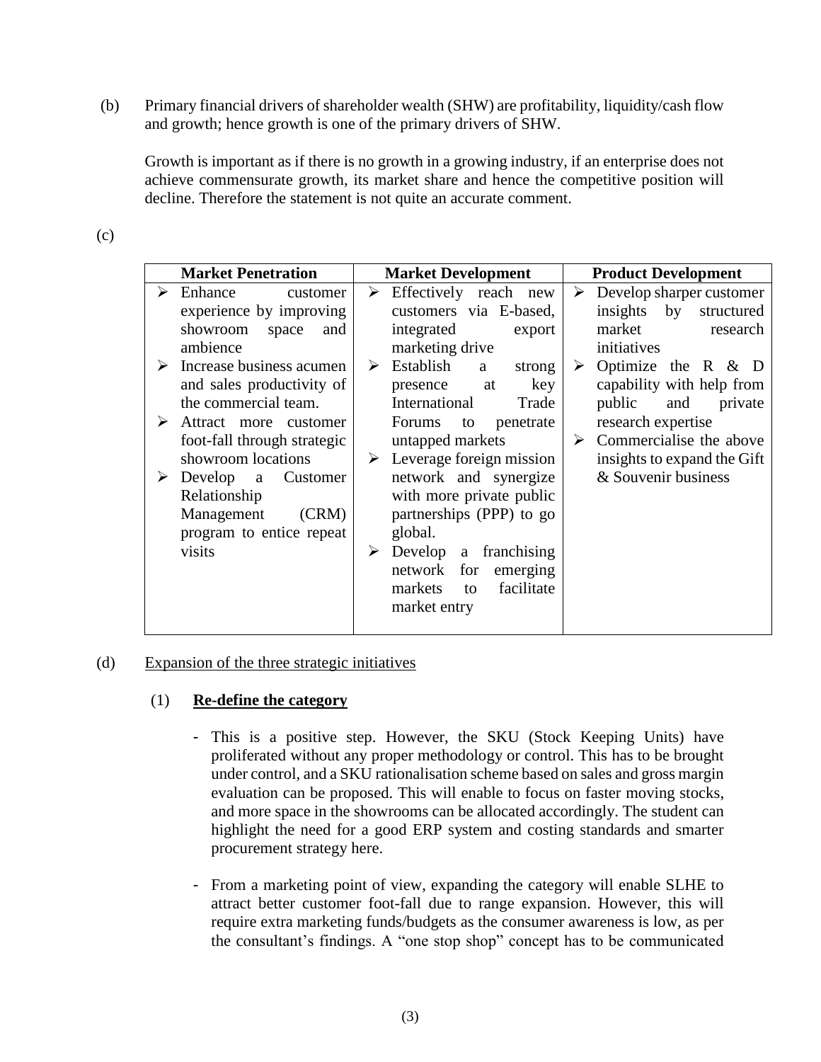(b) Primary financial drivers of shareholder wealth (SHW) are profitability, liquidity/cash flow and growth; hence growth is one of the primary drivers of SHW.

Growth is important as if there is no growth in a growing industry, if an enterprise does not achieve commensurate growth, its market share and hence the competitive position will decline. Therefore the statement is not quite an accurate comment.

(c)

| Market Penetration | Market Development | Product Development |
|---|---|---|
| ➢ Enhance customer experience by improving showroom space and ambience<br>➢ Increase business acumen and sales productivity of the commercial team.<br>➢ Attract more customer foot-fall through strategic showroom locations<br>➢ Develop a Customer Relationship Management (CRM) program to entice repeat visits | ➢ Effectively reach new customers via E-based, integrated export marketing drive<br>➢ Establish a strong presence at key International Trade Forums to penetrate untapped markets<br>➢ Leverage foreign mission network and synergize with more private public partnerships (PPP) to go global.<br>➢ Develop a franchising network for emerging markets to facilitate market entry | ➢ Develop sharper customer insights by structured market research initiatives<br>➢ Optimize the R & D capability with help from public and private research expertise<br>➢ Commercialise the above insights to expand the Gift & Souvenir business |

(d) <u>Expansion of the three strategic initiatives</u>

(1) **<u>Re-define the category</u>**

- This is a positive step. However, the SKU (Stock Keeping Units) have proliferated without any proper methodology or control. This has to be brought under control, and a SKU rationalisation scheme based on sales and gross margin evaluation can be proposed. This will enable to focus on faster moving stocks, and more space in the showrooms can be allocated accordingly. The student can highlight the need for a good ERP system and costing standards and smarter procurement strategy here.

- From a marketing point of view, expanding the category will enable SLHE to attract better customer foot-fall due to range expansion. However, this will require extra marketing funds/budgets as the consumer awareness is low, as per the consultant's findings. A "one stop shop" concept has to be communicated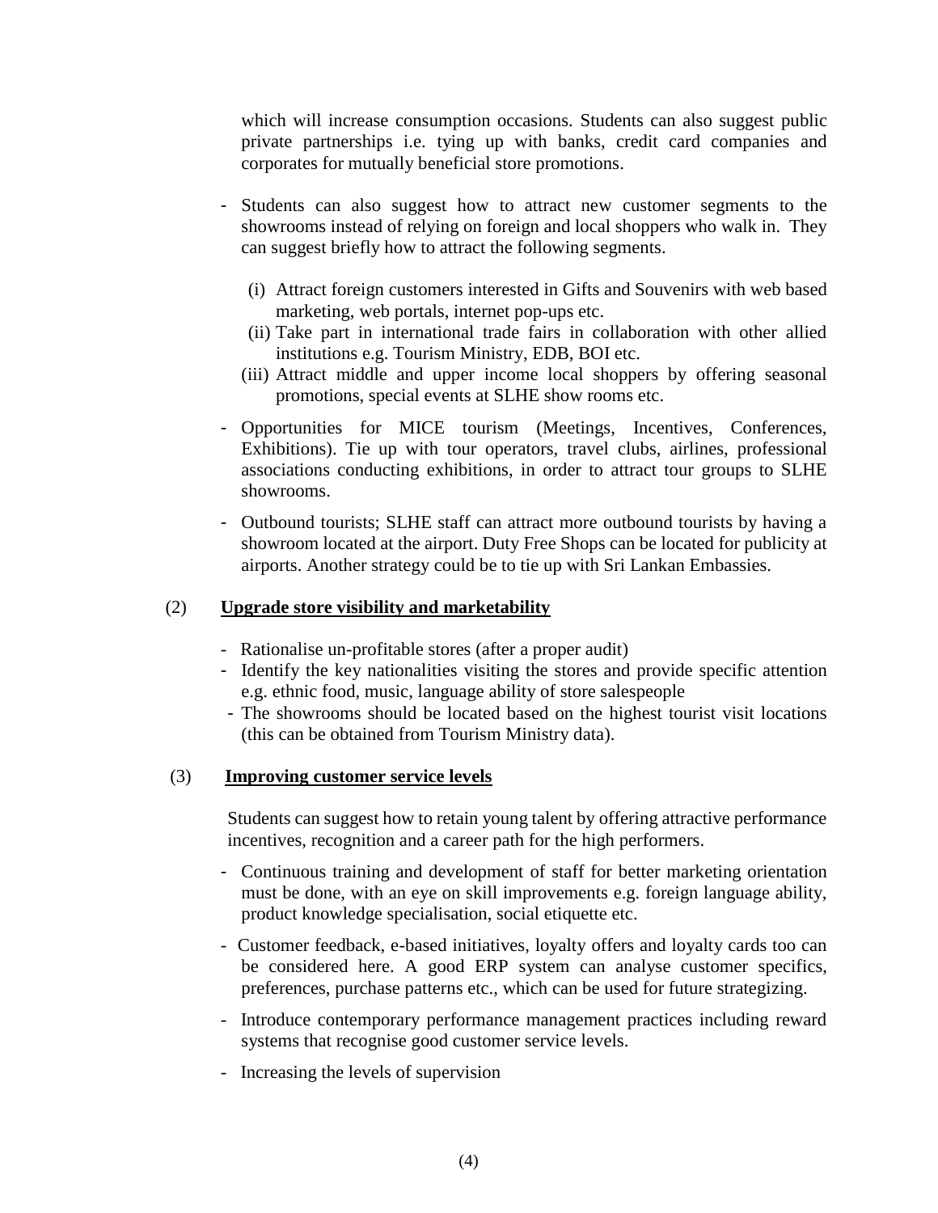which will increase consumption occasions. Students can also suggest public private partnerships i.e. tying up with banks, credit card companies and corporates for mutually beneficial store promotions.

- Students can also suggest how to attract new customer segments to the showrooms instead of relying on foreign and local shoppers who walk in. They can suggest briefly how to attract the following segments.

  (i) Attract foreign customers interested in Gifts and Souvenirs with web based marketing, web portals, internet pop-ups etc.
  (ii) Take part in international trade fairs in collaboration with other allied institutions e.g. Tourism Ministry, EDB, BOI etc.
  (iii) Attract middle and upper income local shoppers by offering seasonal promotions, special events at SLHE show rooms etc.

- Opportunities for MICE tourism (Meetings, Incentives, Conferences, Exhibitions). Tie up with tour operators, travel clubs, airlines, professional associations conducting exhibitions, in order to attract tour groups to SLHE showrooms.

- Outbound tourists; SLHE staff can attract more outbound tourists by having a showroom located at the airport. Duty Free Shops can be located for publicity at airports. Another strategy could be to tie up with Sri Lankan Embassies.

(2) **<u>Upgrade store visibility and marketability</u>**

- Rationalise un-profitable stores (after a proper audit)
- Identify the key nationalities visiting the stores and provide specific attention e.g. ethnic food, music, language ability of store salespeople
- The showrooms should be located based on the highest tourist visit locations (this can be obtained from Tourism Ministry data).

(3) **<u>Improving customer service levels</u>**

Students can suggest how to retain young talent by offering attractive performance incentives, recognition and a career path for the high performers.

- Continuous training and development of staff for better marketing orientation must be done, with an eye on skill improvements e.g. foreign language ability, product knowledge specialisation, social etiquette etc.

- Customer feedback, e-based initiatives, loyalty offers and loyalty cards too can be considered here. A good ERP system can analyse customer specifics, preferences, purchase patterns etc., which can be used for future strategizing.

- Introduce contemporary performance management practices including reward systems that recognise good customer service levels.

- Increasing the levels of supervision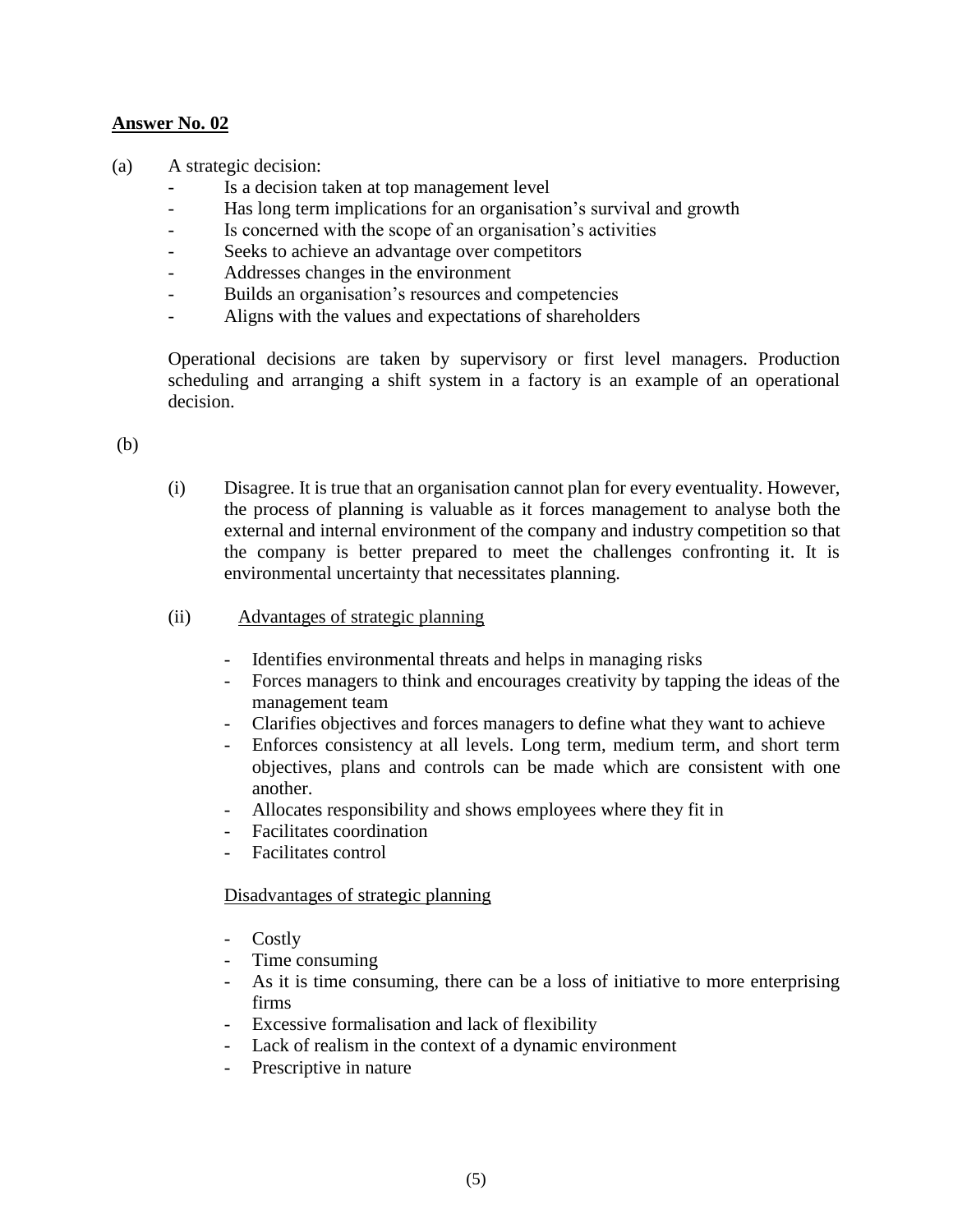**Answer No. 02**

(a) A strategic decision:

- Is a decision taken at top management level
- Has long term implications for an organisation's survival and growth
- Is concerned with the scope of an organisation's activities
- Seeks to achieve an advantage over competitors
- Addresses changes in the environment
- Builds an organisation's resources and competencies
- Aligns with the values and expectations of shareholders

Operational decisions are taken by supervisory or first level managers. Production scheduling and arranging a shift system in a factory is an example of an operational decision.

(b)

(i) Disagree. It is true that an organisation cannot plan for every eventuality. However, the process of planning is valuable as it forces management to analyse both the external and internal environment of the company and industry competition so that the company is better prepared to meet the challenges confronting it. It is environmental uncertainty that necessitates planning.

(ii) Advantages of strategic planning

- Identifies environmental threats and helps in managing risks
- Forces managers to think and encourages creativity by tapping the ideas of the management team
- Clarifies objectives and forces managers to define what they want to achieve
- Enforces consistency at all levels. Long term, medium term, and short term objectives, plans and controls can be made which are consistent with one another.
- Allocates responsibility and shows employees where they fit in
- Facilitates coordination
- Facilitates control

Disadvantages of strategic planning

- Costly
- Time consuming
- As it is time consuming, there can be a loss of initiative to more enterprising firms
- Excessive formalisation and lack of flexibility
- Lack of realism in the context of a dynamic environment
- Prescriptive in nature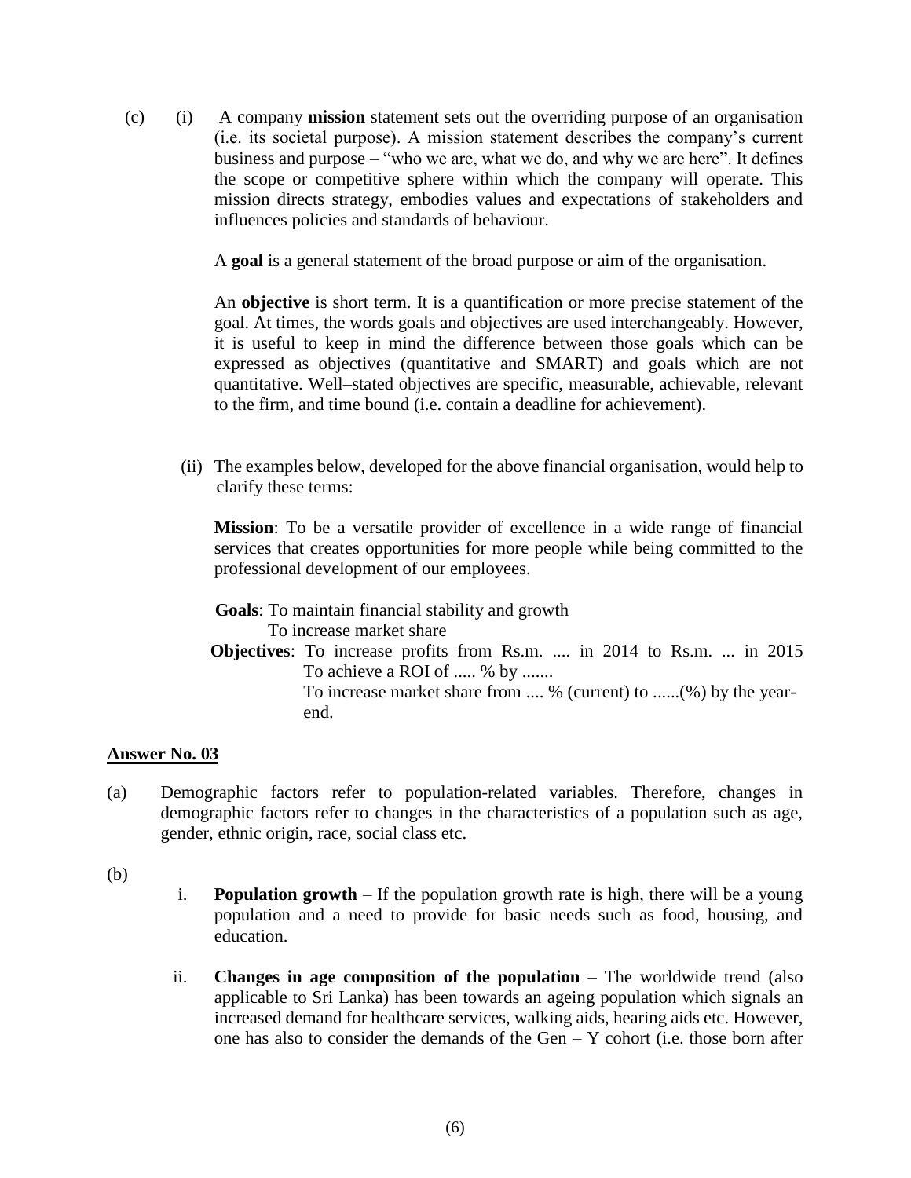(c) (i) A company **mission** statement sets out the overriding purpose of an organisation (i.e. its societal purpose). A mission statement describes the company's current business and purpose – "who we are, what we do, and why we are here". It defines the scope or competitive sphere within which the company will operate. This mission directs strategy, embodies values and expectations of stakeholders and influences policies and standards of behaviour.

A **goal** is a general statement of the broad purpose or aim of the organisation.

An **objective** is short term. It is a quantification or more precise statement of the goal. At times, the words goals and objectives are used interchangeably. However, it is useful to keep in mind the difference between those goals which can be expressed as objectives (quantitative and SMART) and goals which are not quantitative. Well–stated objectives are specific, measurable, achievable, relevant to the firm, and time bound (i.e. contain a deadline for achievement).

(ii) The examples below, developed for the above financial organisation, would help to clarify these terms:

**Mission**: To be a versatile provider of excellence in a wide range of financial services that creates opportunities for more people while being committed to the professional development of our employees.

**Goals**: To maintain financial stability and growth
To increase market share

**Objectives**: To increase profits from Rs.m. .... in 2014 to Rs.m. ... in 2015
To achieve a ROI of ..... % by .......
To increase market share from .... % (current) to ......(%) by the year-end.

## Answer No. 03

(a) Demographic factors refer to population-related variables. Therefore, changes in demographic factors refer to changes in the characteristics of a population such as age, gender, ethnic origin, race, social class etc.

(b)

i. **Population growth** – If the population growth rate is high, there will be a young population and a need to provide for basic needs such as food, housing, and education.

ii. **Changes in age composition of the population** – The worldwide trend (also applicable to Sri Lanka) has been towards an ageing population which signals an increased demand for healthcare services, walking aids, hearing aids etc. However, one has also to consider the demands of the Gen – Y cohort (i.e. those born after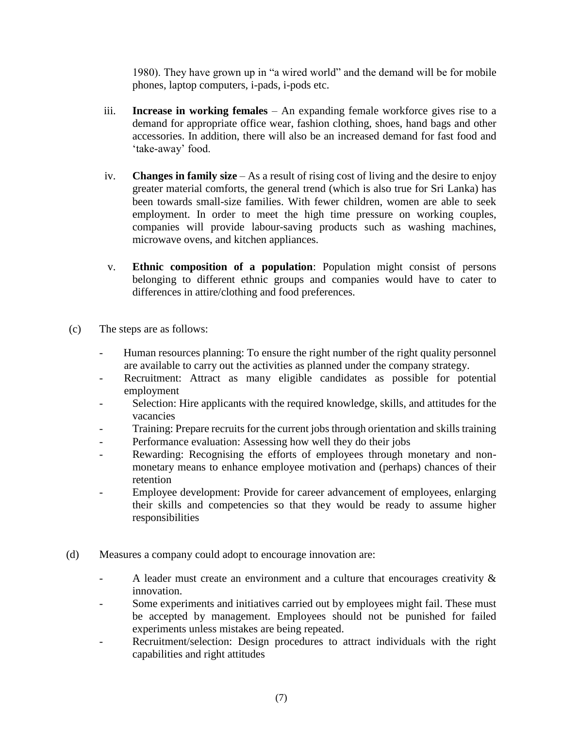1980). They have grown up in "a wired world" and the demand will be for mobile phones, laptop computers, i-pads, i-pods etc.

iii. **Increase in working females** – An expanding female workforce gives rise to a demand for appropriate office wear, fashion clothing, shoes, hand bags and other accessories. In addition, there will also be an increased demand for fast food and 'take-away' food.

iv. **Changes in family size** – As a result of rising cost of living and the desire to enjoy greater material comforts, the general trend (which is also true for Sri Lanka) has been towards small-size families. With fewer children, women are able to seek employment. In order to meet the high time pressure on working couples, companies will provide labour-saving products such as washing machines, microwave ovens, and kitchen appliances.

v. **Ethnic composition of a population**: Population might consist of persons belonging to different ethnic groups and companies would have to cater to differences in attire/clothing and food preferences.

(c) The steps are as follows:

- Human resources planning: To ensure the right number of the right quality personnel are available to carry out the activities as planned under the company strategy.
- Recruitment: Attract as many eligible candidates as possible for potential employment
- Selection: Hire applicants with the required knowledge, skills, and attitudes for the vacancies
- Training: Prepare recruits for the current jobs through orientation and skills training
- Performance evaluation: Assessing how well they do their jobs
- Rewarding: Recognising the efforts of employees through monetary and non-monetary means to enhance employee motivation and (perhaps) chances of their retention
- Employee development: Provide for career advancement of employees, enlarging their skills and competencies so that they would be ready to assume higher responsibilities

(d) Measures a company could adopt to encourage innovation are:

- A leader must create an environment and a culture that encourages creativity & innovation.
- Some experiments and initiatives carried out by employees might fail. These must be accepted by management. Employees should not be punished for failed experiments unless mistakes are being repeated.
- Recruitment/selection: Design procedures to attract individuals with the right capabilities and right attitudes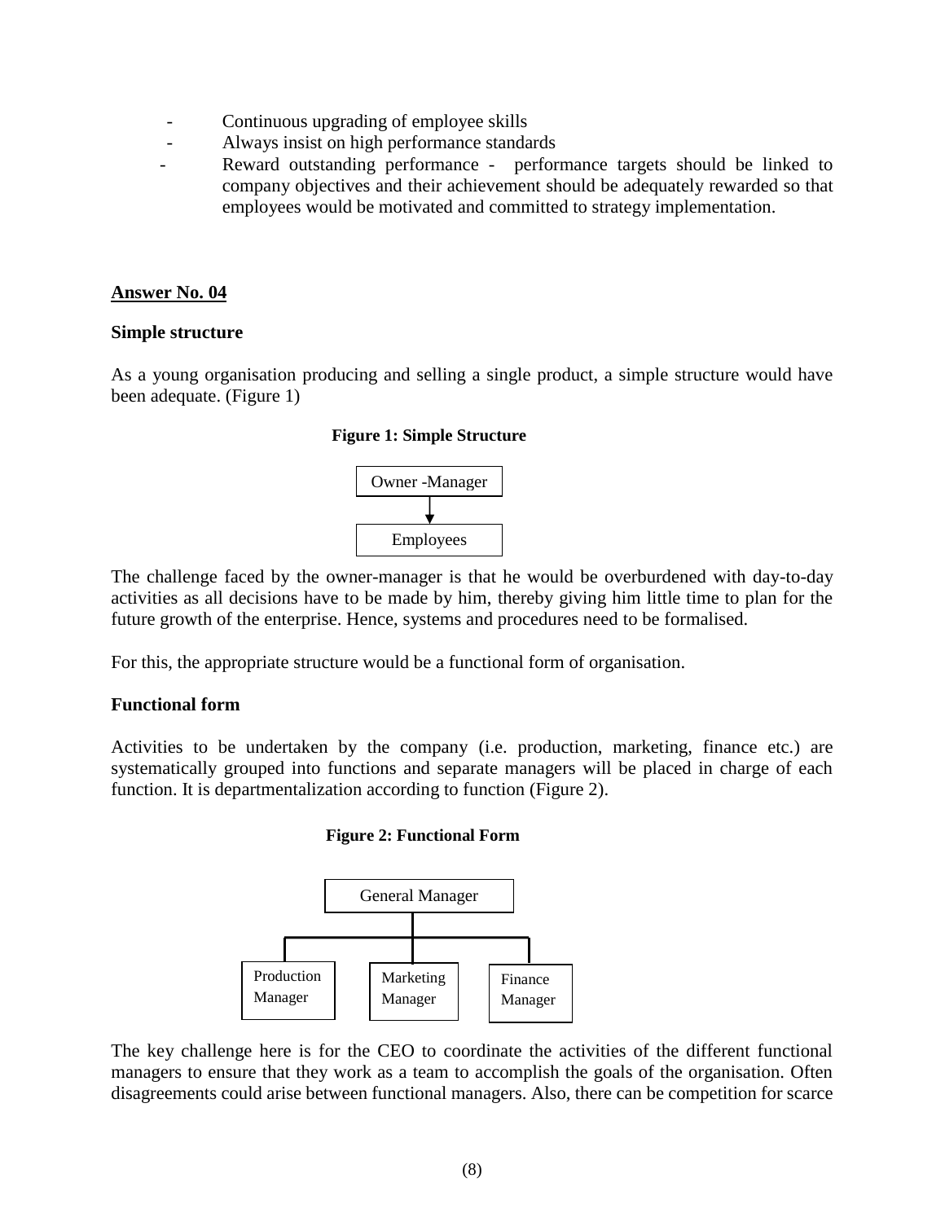- Continuous upgrading of employee skills
- Always insist on high performance standards
- Reward outstanding performance - performance targets should be linked to company objectives and their achievement should be adequately rewarded so that employees would be motivated and committed to strategy implementation.

## Answer No. 04

**Simple structure**

As a young organisation producing and selling a single product, a simple structure would have been adequate. (Figure 1)

**Figure 1: Simple Structure**

Owner -Manager
↓
Employees

The challenge faced by the owner-manager is that he would be overburdened with day-to-day activities as all decisions have to be made by him, thereby giving him little time to plan for the future growth of the enterprise. Hence, systems and procedures need to be formalised.

For this, the appropriate structure would be a functional form of organisation.

**Functional form**

Activities to be undertaken by the company (i.e. production, marketing, finance etc.) are systematically grouped into functions and separate managers will be placed in charge of each function. It is departmentalization according to function (Figure 2).

**Figure 2: Functional Form**

General Manager
- Production Manager
- Marketing Manager
- Finance Manager

The key challenge here is for the CEO to coordinate the activities of the different functional managers to ensure that they work as a team to accomplish the goals of the organisation. Often disagreements could arise between functional managers. Also, there can be competition for scarce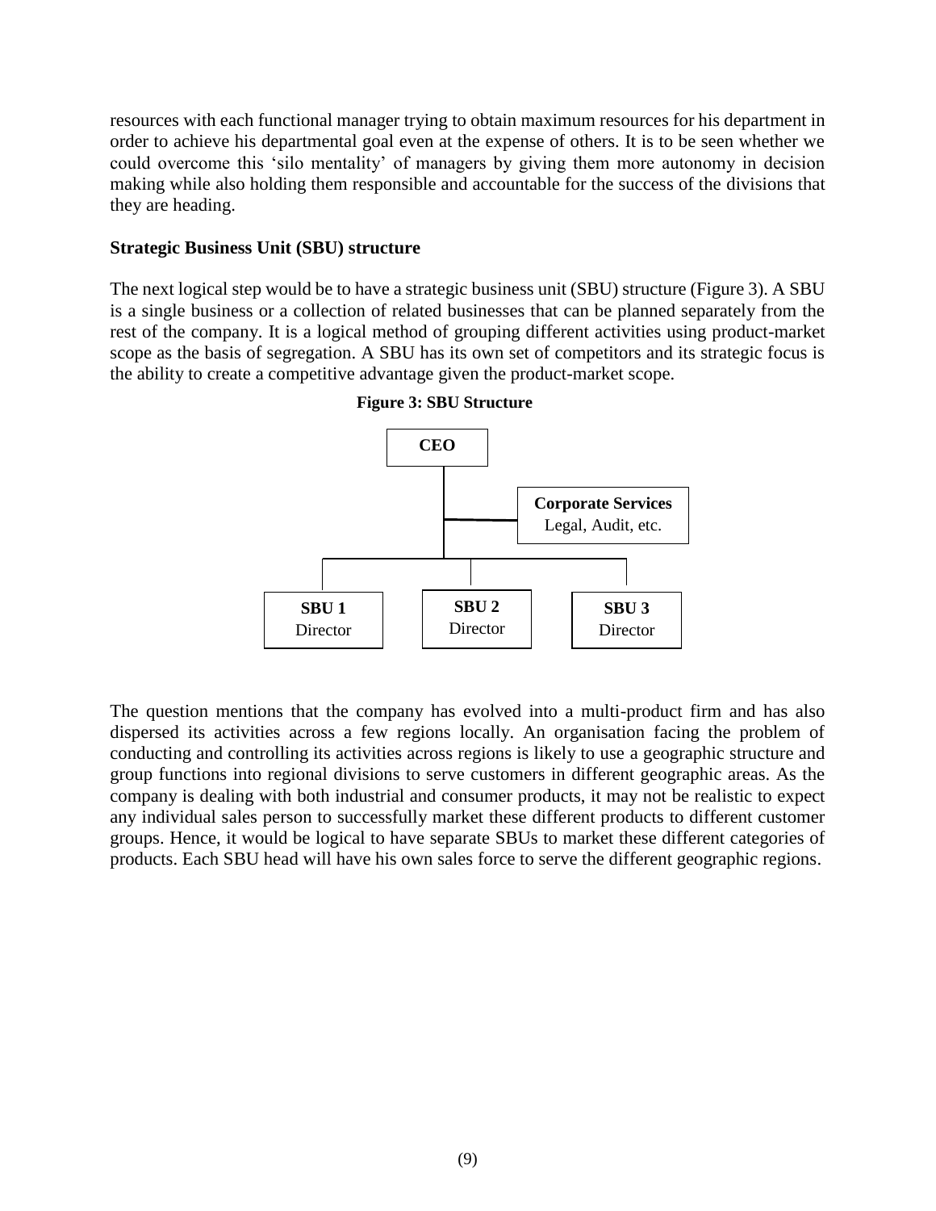resources with each functional manager trying to obtain maximum resources for his department in order to achieve his departmental goal even at the expense of others. It is to be seen whether we could overcome this 'silo mentality' of managers by giving them more autonomy in decision making while also holding them responsible and accountable for the success of the divisions that they are heading.

**Strategic Business Unit (SBU) structure**

The next logical step would be to have a strategic business unit (SBU) structure (Figure 3). A SBU is a single business or a collection of related businesses that can be planned separately from the rest of the company. It is a logical method of grouping different activities using product-market scope as the basis of segregation. A SBU has its own set of competitors and its strategic focus is the ability to create a competitive advantage given the product-market scope.

**Figure 3: SBU Structure**

- **CEO**
  - **Corporate Services** Legal, Audit, etc.
  - **SBU 1** Director
  - **SBU 2** Director
  - **SBU 3** Director

The question mentions that the company has evolved into a multi-product firm and has also dispersed its activities across a few regions locally. An organisation facing the problem of conducting and controlling its activities across regions is likely to use a geographic structure and group functions into regional divisions to serve customers in different geographic areas. As the company is dealing with both industrial and consumer products, it may not be realistic to expect any individual sales person to successfully market these different products to different customer groups. Hence, it would be logical to have separate SBUs to market these different categories of products. Each SBU head will have his own sales force to serve the different geographic regions.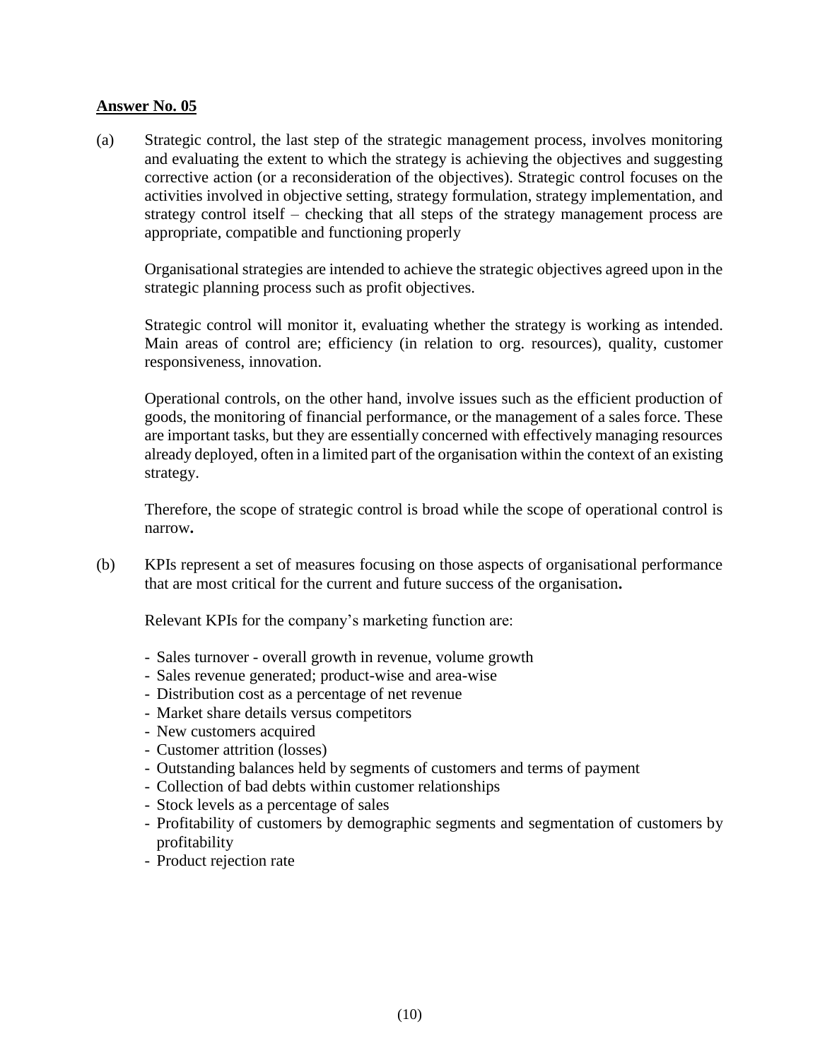**Answer No. 05**

(a) Strategic control, the last step of the strategic management process, involves monitoring and evaluating the extent to which the strategy is achieving the objectives and suggesting corrective action (or a reconsideration of the objectives). Strategic control focuses on the activities involved in objective setting, strategy formulation, strategy implementation, and strategy control itself – checking that all steps of the strategy management process are appropriate, compatible and functioning properly

Organisational strategies are intended to achieve the strategic objectives agreed upon in the strategic planning process such as profit objectives.

Strategic control will monitor it, evaluating whether the strategy is working as intended. Main areas of control are; efficiency (in relation to org. resources), quality, customer responsiveness, innovation.

Operational controls, on the other hand, involve issues such as the efficient production of goods, the monitoring of financial performance, or the management of a sales force. These are important tasks, but they are essentially concerned with effectively managing resources already deployed, often in a limited part of the organisation within the context of an existing strategy.

Therefore, the scope of strategic control is broad while the scope of operational control is narrow**.**

(b) KPIs represent a set of measures focusing on those aspects of organisational performance that are most critical for the current and future success of the organisation**.**

Relevant KPIs for the company's marketing function are:

- Sales turnover - overall growth in revenue, volume growth
- Sales revenue generated; product-wise and area-wise
- Distribution cost as a percentage of net revenue
- Market share details versus competitors
- New customers acquired
- Customer attrition (losses)
- Outstanding balances held by segments of customers and terms of payment
- Collection of bad debts within customer relationships
- Stock levels as a percentage of sales
- Profitability of customers by demographic segments and segmentation of customers by profitability
- Product rejection rate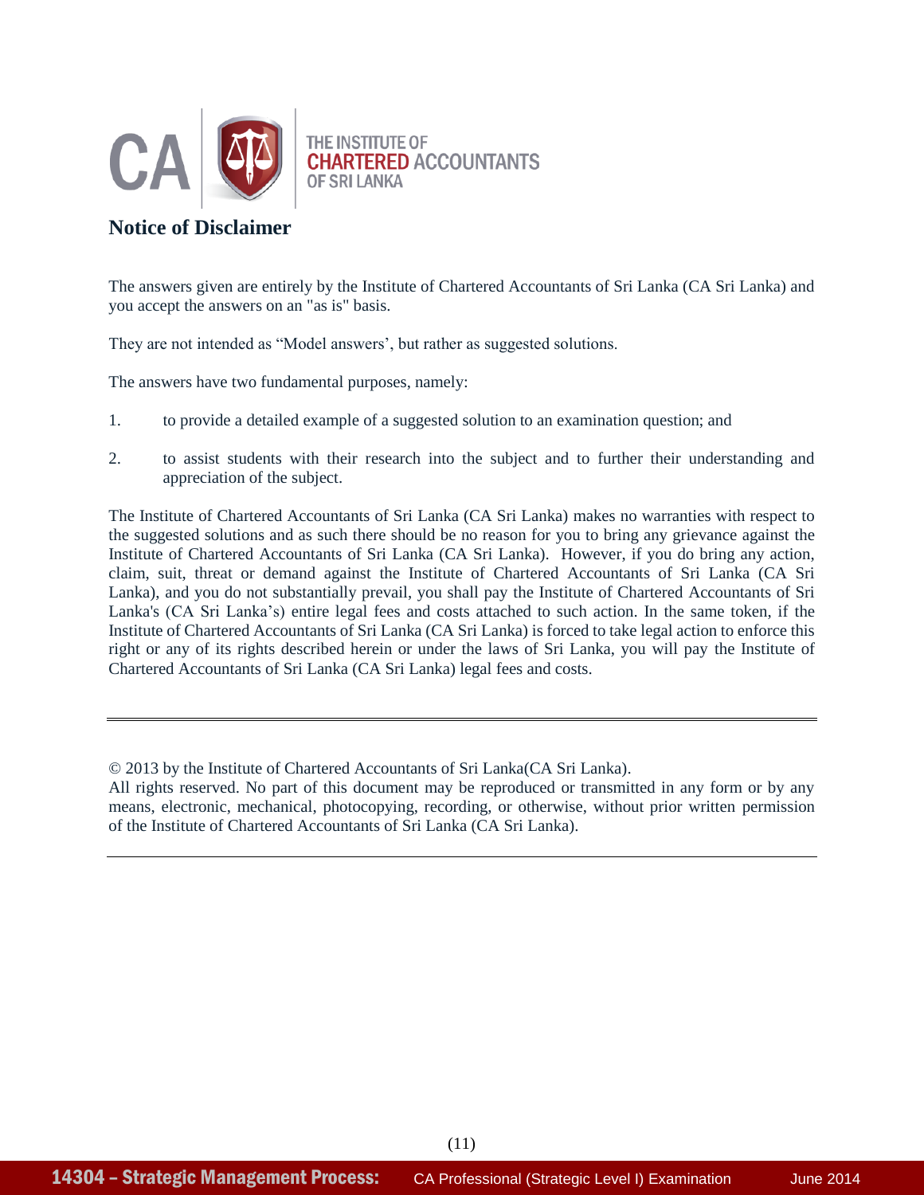THE INSTITUTE OF CHARTERED ACCOUNTANTS OF SRI LANKA

## Notice of Disclaimer

The answers given are entirely by the Institute of Chartered Accountants of Sri Lanka (CA Sri Lanka) and you accept the answers on an "as is" basis.

They are not intended as "Model answers', but rather as suggested solutions.

The answers have two fundamental purposes, namely:

1. to provide a detailed example of a suggested solution to an examination question; and
2. to assist students with their research into the subject and to further their understanding and appreciation of the subject.

The Institute of Chartered Accountants of Sri Lanka (CA Sri Lanka) makes no warranties with respect to the suggested solutions and as such there should be no reason for you to bring any grievance against the Institute of Chartered Accountants of Sri Lanka (CA Sri Lanka). However, if you do bring any action, claim, suit, threat or demand against the Institute of Chartered Accountants of Sri Lanka (CA Sri Lanka), and you do not substantially prevail, you shall pay the Institute of Chartered Accountants of Sri Lanka's (CA Sri Lanka's) entire legal fees and costs attached to such action. In the same token, if the Institute of Chartered Accountants of Sri Lanka (CA Sri Lanka) is forced to take legal action to enforce this right or any of its rights described herein or under the laws of Sri Lanka, you will pay the Institute of Chartered Accountants of Sri Lanka (CA Sri Lanka) legal fees and costs.

---

© 2013 by the Institute of Chartered Accountants of Sri Lanka(CA Sri Lanka).
All rights reserved. No part of this document may be reproduced or transmitted in any form or by any means, electronic, mechanical, photocopying, recording, or otherwise, without prior written permission of the Institute of Chartered Accountants of Sri Lanka (CA Sri Lanka).

---